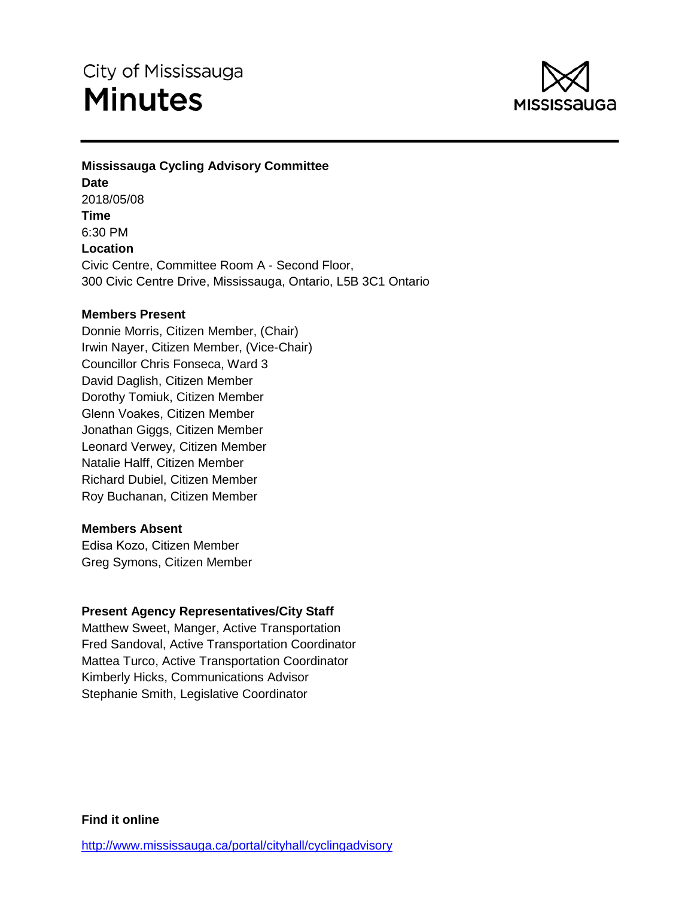City of Mississauga

# Minutes

**Mississauga Cycling Advisory Committee**

**Date**
2018/05/08

**Time**
6:30 PM

**Location**
Civic Centre, Committee Room A - Second Floor,
300 Civic Centre Drive, Mississauga, Ontario, L5B 3C1 Ontario

**Members Present**
Donnie Morris, Citizen Member, (Chair)
Irwin Nayer, Citizen Member, (Vice-Chair)
Councillor Chris Fonseca, Ward 3
David Daglish, Citizen Member
Dorothy Tomiuk, Citizen Member
Glenn Voakes, Citizen Member
Jonathan Giggs, Citizen Member
Leonard Verwey, Citizen Member
Natalie Halff, Citizen Member
Richard Dubiel, Citizen Member
Roy Buchanan, Citizen Member

**Members Absent**
Edisa Kozo, Citizen Member
Greg Symons, Citizen Member

**Present Agency Representatives/City Staff**
Matthew Sweet, Manger, Active Transportation
Fred Sandoval, Active Transportation Coordinator
Mattea Turco, Active Transportation Coordinator
Kimberly Hicks, Communications Advisor
Stephanie Smith, Legislative Coordinator

**Find it online**

http://www.mississauga.ca/portal/cityhall/cyclingadvisory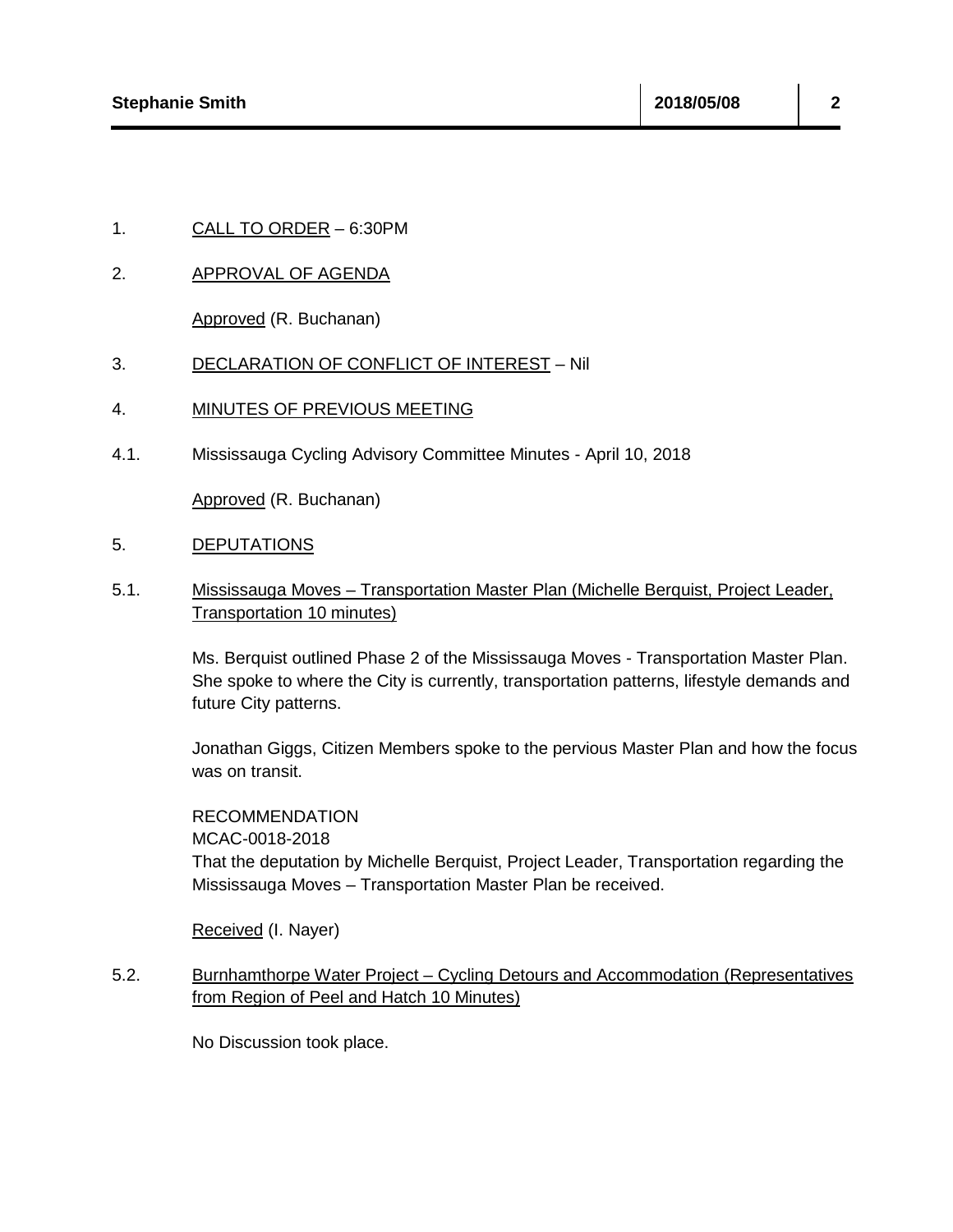1. CALL TO ORDER – 6:30PM

2. APPROVAL OF AGENDA

   Approved (R. Buchanan)

3. DECLARATION OF CONFLICT OF INTEREST – Nil

4. MINUTES OF PREVIOUS MEETING

4.1. Mississauga Cycling Advisory Committee Minutes - April 10, 2018

   Approved (R. Buchanan)

5. DEPUTATIONS

5.1. Mississauga Moves – Transportation Master Plan (Michelle Berquist, Project Leader, Transportation 10 minutes)

   Ms. Berquist outlined Phase 2 of the Mississauga Moves - Transportation Master Plan. She spoke to where the City is currently, transportation patterns, lifestyle demands and future City patterns.

   Jonathan Giggs, Citizen Members spoke to the pervious Master Plan and how the focus was on transit.

   RECOMMENDATION
   MCAC-0018-2018
   That the deputation by Michelle Berquist, Project Leader, Transportation regarding the Mississauga Moves – Transportation Master Plan be received.

   Received (I. Nayer)

5.2. Burnhamthorpe Water Project – Cycling Detours and Accommodation (Representatives from Region of Peel and Hatch 10 Minutes)

   No Discussion took place.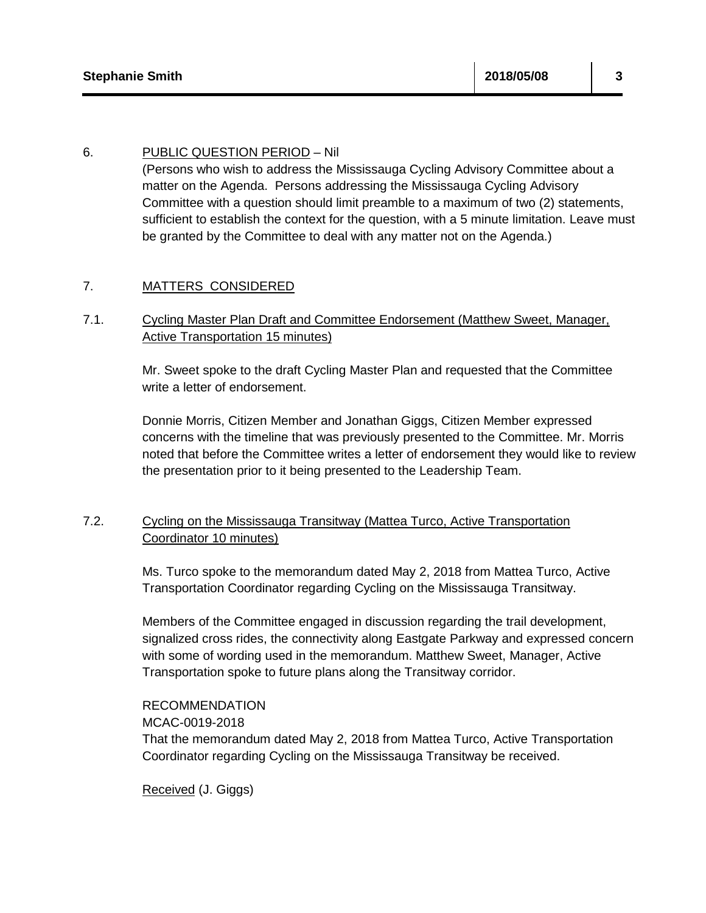6. PUBLIC QUESTION PERIOD – Nil

(Persons who wish to address the Mississauga Cycling Advisory Committee about a matter on the Agenda. Persons addressing the Mississauga Cycling Advisory Committee with a question should limit preamble to a maximum of two (2) statements, sufficient to establish the context for the question, with a 5 minute limitation. Leave must be granted by the Committee to deal with any matter not on the Agenda.)

7. MATTERS CONSIDERED

7.1. Cycling Master Plan Draft and Committee Endorsement (Matthew Sweet, Manager, Active Transportation 15 minutes)

Mr. Sweet spoke to the draft Cycling Master Plan and requested that the Committee write a letter of endorsement.

Donnie Morris, Citizen Member and Jonathan Giggs, Citizen Member expressed concerns with the timeline that was previously presented to the Committee. Mr. Morris noted that before the Committee writes a letter of endorsement they would like to review the presentation prior to it being presented to the Leadership Team.

7.2. Cycling on the Mississauga Transitway (Mattea Turco, Active Transportation Coordinator 10 minutes)

Ms. Turco spoke to the memorandum dated May 2, 2018 from Mattea Turco, Active Transportation Coordinator regarding Cycling on the Mississauga Transitway.

Members of the Committee engaged in discussion regarding the trail development, signalized cross rides, the connectivity along Eastgate Parkway and expressed concern with some of wording used in the memorandum. Matthew Sweet, Manager, Active Transportation spoke to future plans along the Transitway corridor.

RECOMMENDATION
MCAC-0019-2018
That the memorandum dated May 2, 2018 from Mattea Turco, Active Transportation Coordinator regarding Cycling on the Mississauga Transitway be received.

Received (J. Giggs)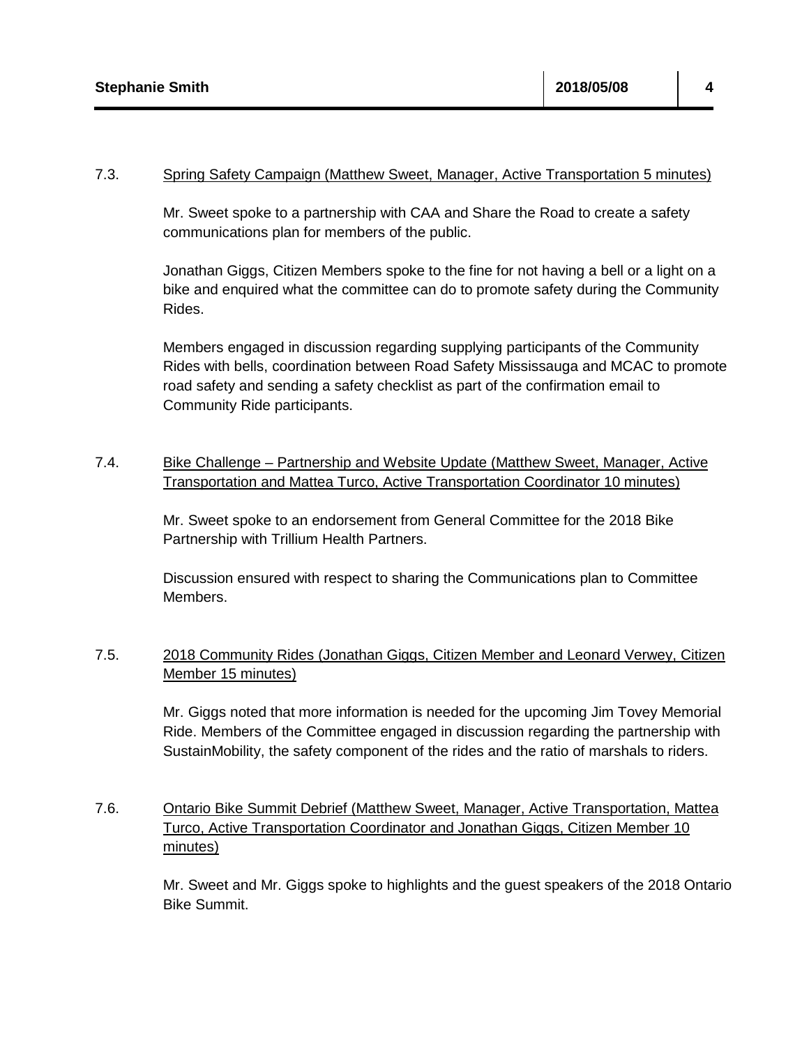7.3. Spring Safety Campaign (Matthew Sweet, Manager, Active Transportation 5 minutes)

Mr. Sweet spoke to a partnership with CAA and Share the Road to create a safety communications plan for members of the public.

Jonathan Giggs, Citizen Members spoke to the fine for not having a bell or a light on a bike and enquired what the committee can do to promote safety during the Community Rides.

Members engaged in discussion regarding supplying participants of the Community Rides with bells, coordination between Road Safety Mississauga and MCAC to promote road safety and sending a safety checklist as part of the confirmation email to Community Ride participants.

7.4. Bike Challenge – Partnership and Website Update (Matthew Sweet, Manager, Active Transportation and Mattea Turco, Active Transportation Coordinator 10 minutes)

Mr. Sweet spoke to an endorsement from General Committee for the 2018 Bike Partnership with Trillium Health Partners.

Discussion ensured with respect to sharing the Communications plan to Committee Members.

7.5. 2018 Community Rides (Jonathan Giggs, Citizen Member and Leonard Verwey, Citizen Member 15 minutes)

Mr. Giggs noted that more information is needed for the upcoming Jim Tovey Memorial Ride. Members of the Committee engaged in discussion regarding the partnership with SustainMobility, the safety component of the rides and the ratio of marshals to riders.

7.6. Ontario Bike Summit Debrief (Matthew Sweet, Manager, Active Transportation, Mattea Turco, Active Transportation Coordinator and Jonathan Giggs, Citizen Member 10 minutes)

Mr. Sweet and Mr. Giggs spoke to highlights and the guest speakers of the 2018 Ontario Bike Summit.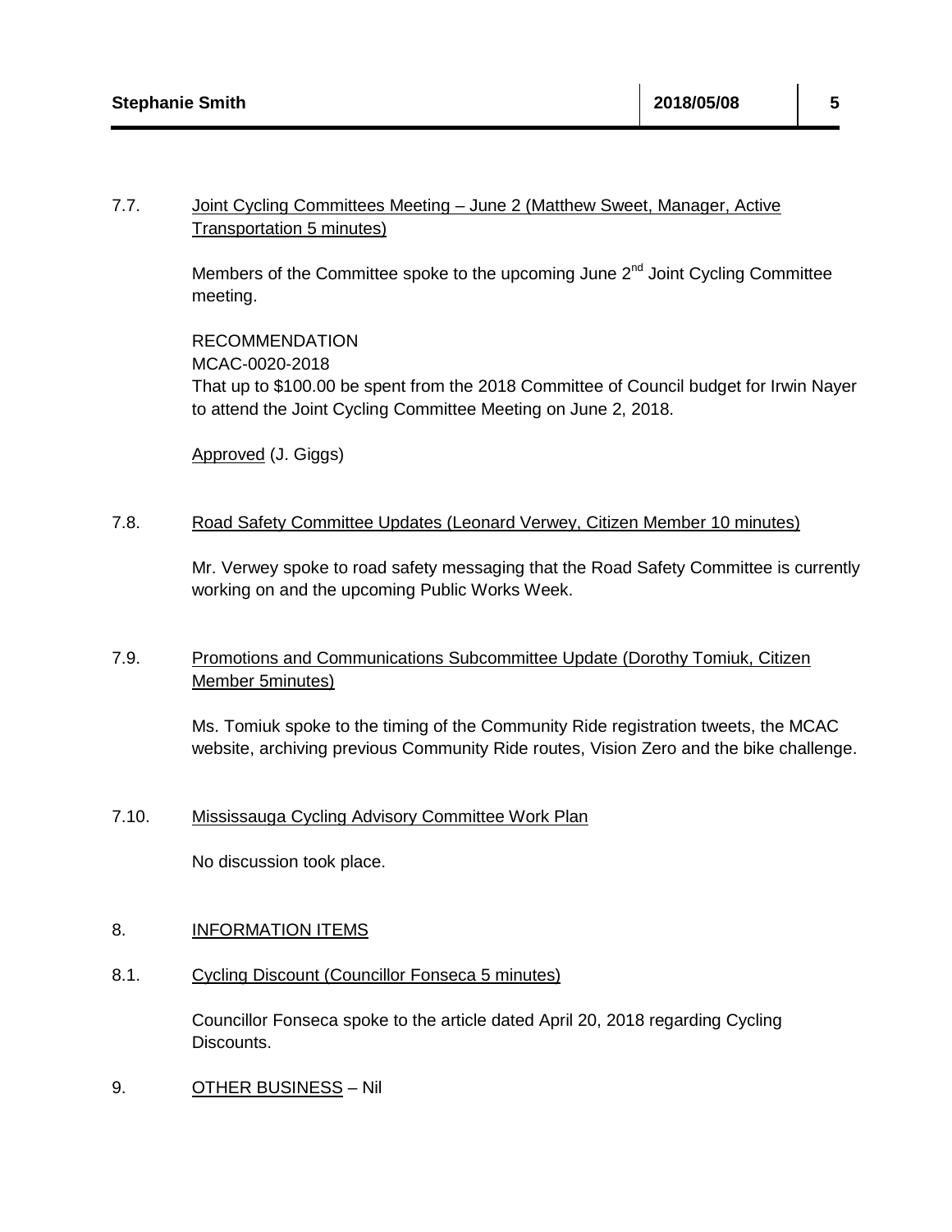7.7. Joint Cycling Committees Meeting – June 2 (Matthew Sweet, Manager, Active Transportation 5 minutes)

Members of the Committee spoke to the upcoming June 2nd Joint Cycling Committee meeting.

RECOMMENDATION
MCAC-0020-2018
That up to $100.00 be spent from the 2018 Committee of Council budget for Irwin Nayer to attend the Joint Cycling Committee Meeting on June 2, 2018.

Approved (J. Giggs)

7.8. Road Safety Committee Updates (Leonard Verwey, Citizen Member 10 minutes)

Mr. Verwey spoke to road safety messaging that the Road Safety Committee is currently working on and the upcoming Public Works Week.

7.9. Promotions and Communications Subcommittee Update (Dorothy Tomiuk, Citizen Member 5minutes)

Ms. Tomiuk spoke to the timing of the Community Ride registration tweets, the MCAC website, archiving previous Community Ride routes, Vision Zero and the bike challenge.

7.10. Mississauga Cycling Advisory Committee Work Plan

No discussion took place.

8. INFORMATION ITEMS

8.1. Cycling Discount (Councillor Fonseca 5 minutes)

Councillor Fonseca spoke to the article dated April 20, 2018 regarding Cycling Discounts.

9. OTHER BUSINESS – Nil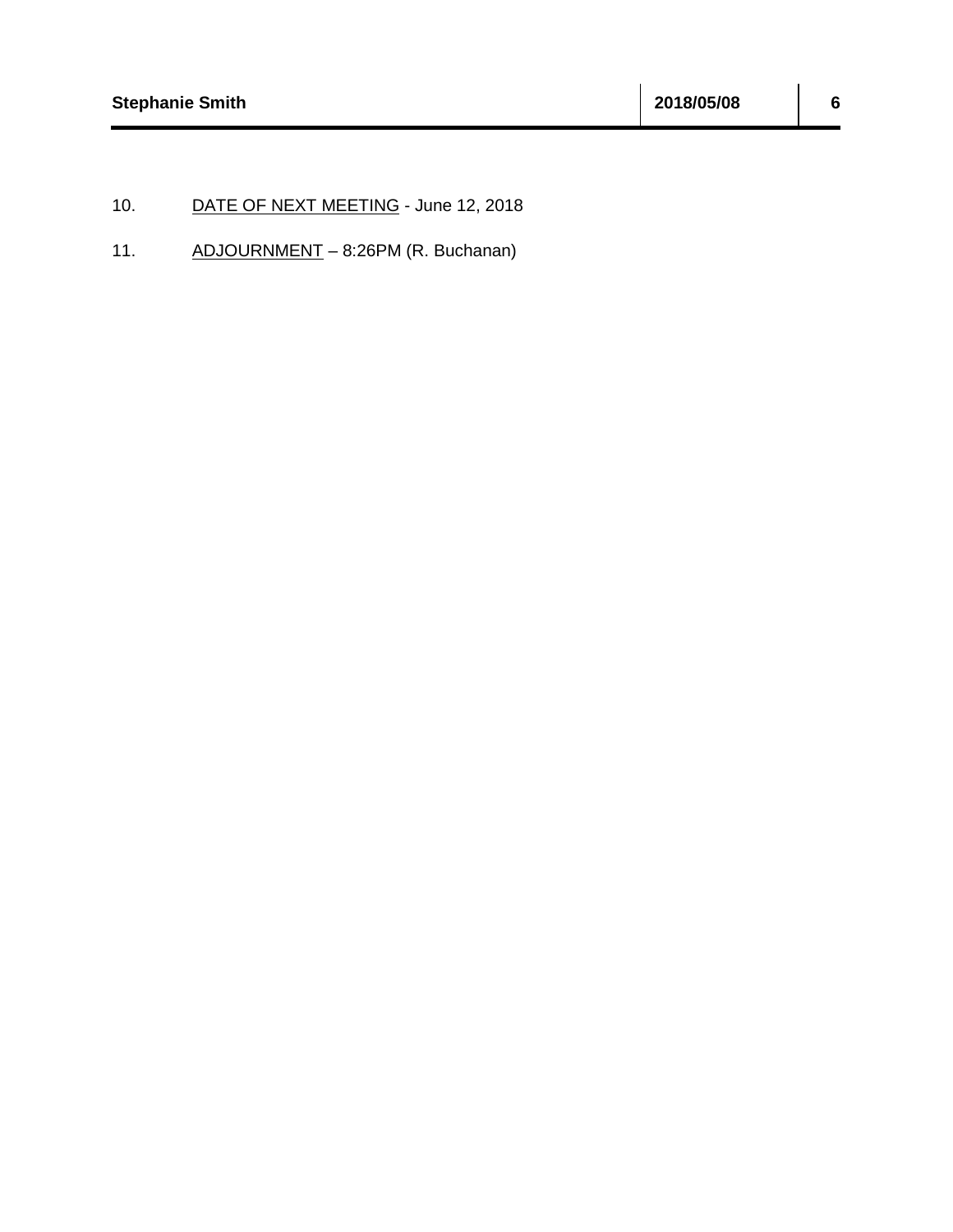10. <u>DATE OF NEXT MEETING</u> - June 12, 2018

11. <u>ADJOURNMENT</u> – 8:26PM (R. Buchanan)